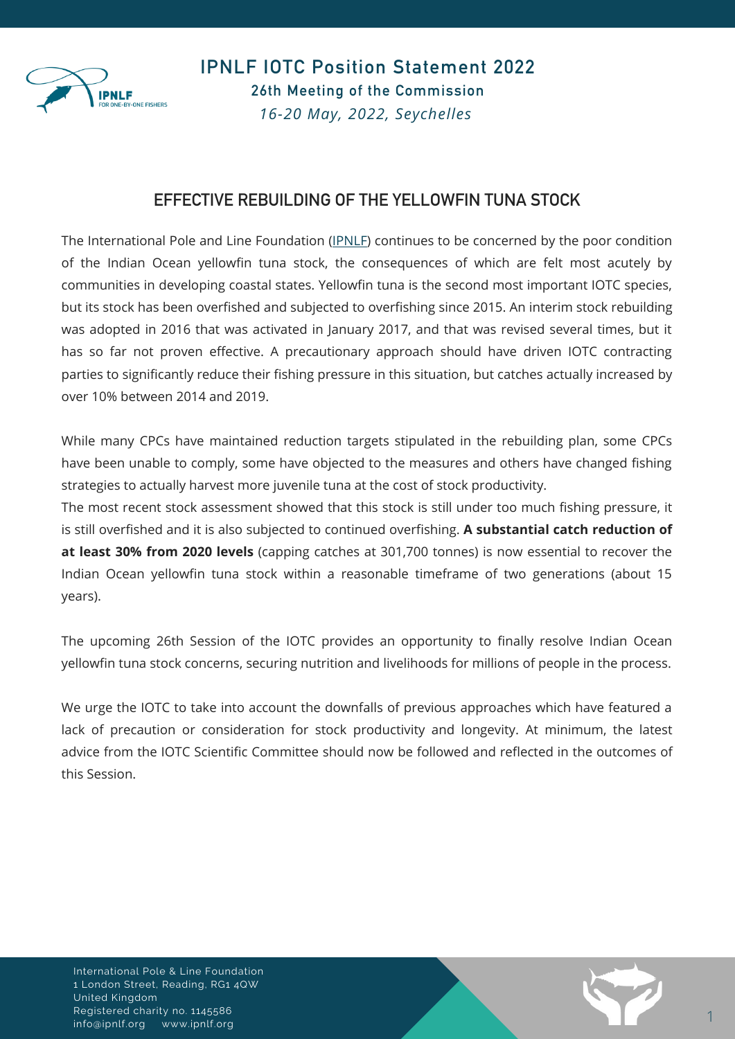# IPNLF IOTC Position Statement 2022

## 26th Meeting of the Commission

*16-20 May, 2022, Seychelles*

## EFFECTIVE REBUILDING OF THE YELLOWFIN TUNA STOCK

The International Pole and Line Foundation (IPNLF) continues to be concerned by the poor condition of the Indian Ocean yellowfin tuna stock, the consequences of which are felt most acutely by communities in developing coastal states. Yellowfin tuna is the second most important IOTC species, but its stock has been overfished and subjected to overfishing since 2015. An interim stock rebuilding was adopted in 2016 that was activated in January 2017, and that was revised several times, but it has so far not proven effective. A precautionary approach should have driven IOTC contracting parties to significantly reduce their fishing pressure in this situation, but catches actually increased by over 10% between 2014 and 2019.

While many CPCs have maintained reduction targets stipulated in the rebuilding plan, some CPCs have been unable to comply, some have objected to the measures and others have changed fishing strategies to actually harvest more juvenile tuna at the cost of stock productivity.

The most recent stock assessment showed that this stock is still under too much fishing pressure, it is still overfished and it is also subjected to continued overfishing. **A substantial catch reduction of at least 30% from 2020 levels** (capping catches at 301,700 tonnes) is now essential to recover the Indian Ocean yellowfin tuna stock within a reasonable timeframe of two generations (about 15 years).

The upcoming 26th Session of the IOTC provides an opportunity to finally resolve Indian Ocean yellowfin tuna stock concerns, securing nutrition and livelihoods for millions of people in the process.

We urge the IOTC to take into account the downfalls of previous approaches which have featured a lack of precaution or consideration for stock productivity and longevity. At minimum, the latest advice from the IOTC Scientific Committee should now be followed and reflected in the outcomes of this Session.

International Pole & Line Foundation
1 London Street, Reading, RG1 4QW
United Kingdom
Registered charity no. 1145586
info@ipnlf.org www.ipnlf.org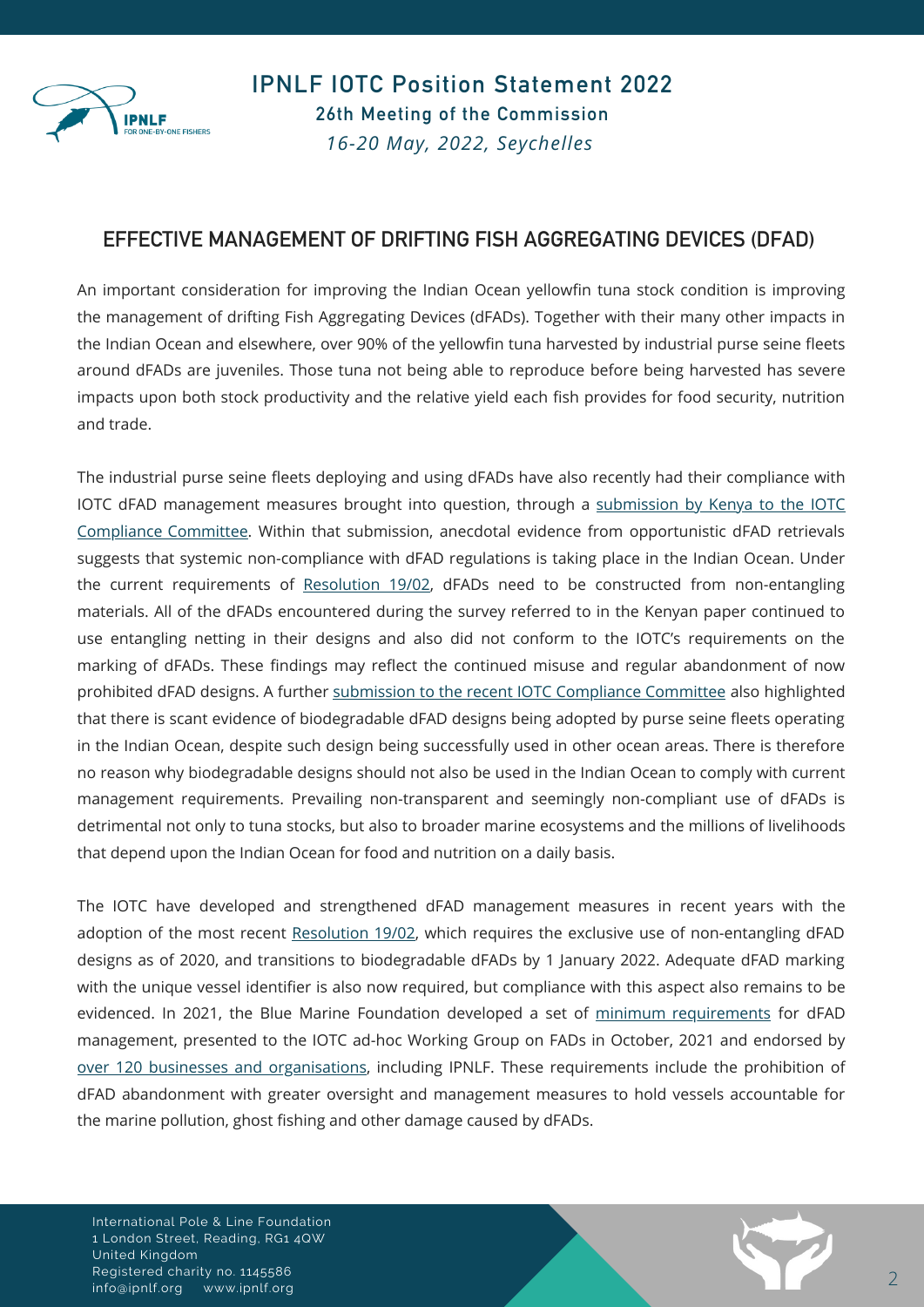## EFFECTIVE MANAGEMENT OF DRIFTING FISH AGGREGATING DEVICES (DFAD)

An important consideration for improving the Indian Ocean yellowfin tuna stock condition is improving the management of drifting Fish Aggregating Devices (dFADs). Together with their many other impacts in the Indian Ocean and elsewhere, over 90% of the yellowfin tuna harvested by industrial purse seine fleets around dFADs are juveniles. Those tuna not being able to reproduce before being harvested has severe impacts upon both stock productivity and the relative yield each fish provides for food security, nutrition and trade.

The industrial purse seine fleets deploying and using dFADs have also recently had their compliance with IOTC dFAD management measures brought into question, through a submission by Kenya to the IOTC Compliance Committee. Within that submission, anecdotal evidence from opportunistic dFAD retrievals suggests that systemic non-compliance with dFAD regulations is taking place in the Indian Ocean. Under the current requirements of Resolution 19/02, dFADs need to be constructed from non-entangling materials. All of the dFADs encountered during the survey referred to in the Kenyan paper continued to use entangling netting in their designs and also did not conform to the IOTC's requirements on the marking of dFADs. These findings may reflect the continued misuse and regular abandonment of now prohibited dFAD designs. A further submission to the recent IOTC Compliance Committee also highlighted that there is scant evidence of biodegradable dFAD designs being adopted by purse seine fleets operating in the Indian Ocean, despite such design being successfully used in other ocean areas. There is therefore no reason why biodegradable designs should not also be used in the Indian Ocean to comply with current management requirements. Prevailing non-transparent and seemingly non-compliant use of dFADs is detrimental not only to tuna stocks, but also to broader marine ecosystems and the millions of livelihoods that depend upon the Indian Ocean for food and nutrition on a daily basis.

The IOTC have developed and strengthened dFAD management measures in recent years with the adoption of the most recent Resolution 19/02, which requires the exclusive use of non-entangling dFAD designs as of 2020, and transitions to biodegradable dFADs by 1 January 2022. Adequate dFAD marking with the unique vessel identifier is also now required, but compliance with this aspect also remains to be evidenced. In 2021, the Blue Marine Foundation developed a set of minimum requirements for dFAD management, presented to the IOTC ad-hoc Working Group on FADs in October, 2021 and endorsed by over 120 businesses and organisations, including IPNLF. These requirements include the prohibition of dFAD abandonment with greater oversight and management measures to hold vessels accountable for the marine pollution, ghost fishing and other damage caused by dFADs.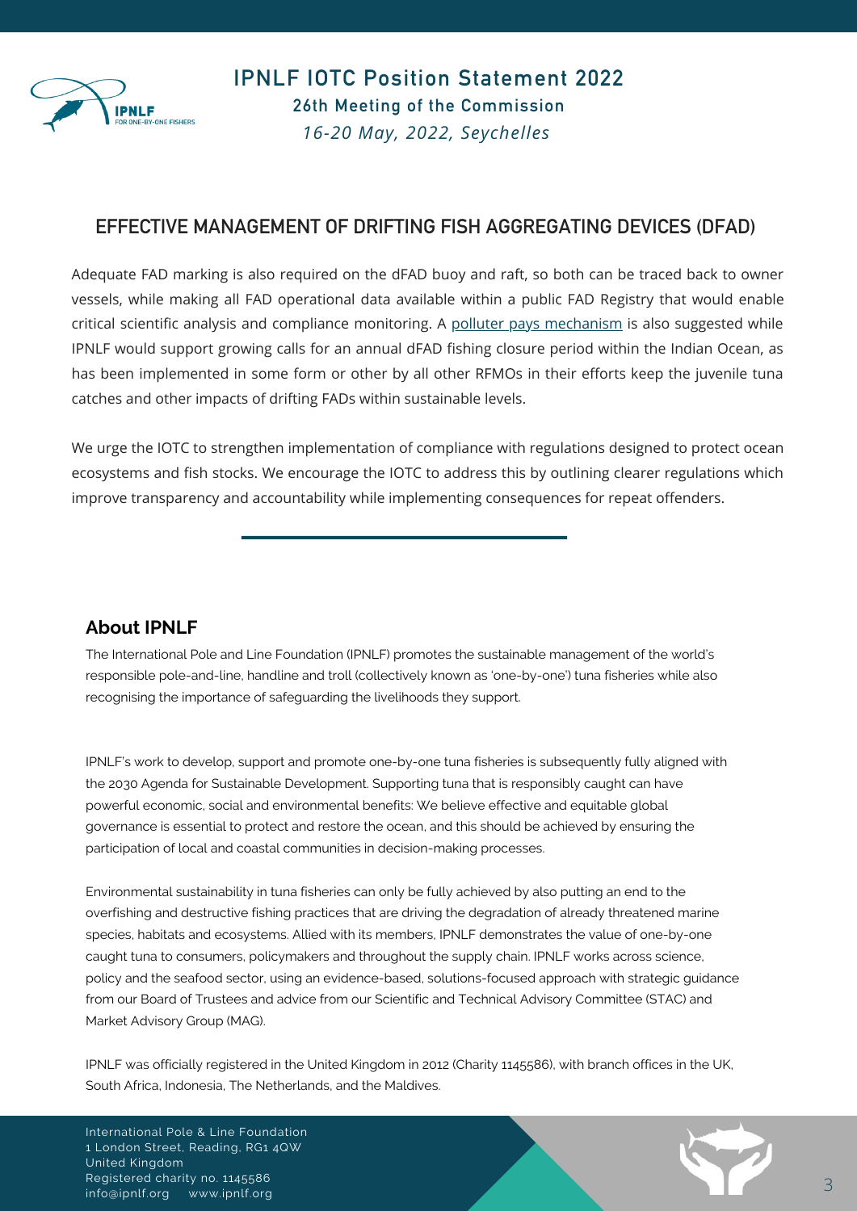# IPNLF IOTC Position Statement 2022

**26th Meeting of the Commission**

*16-20 May, 2022, Seychelles*

## EFFECTIVE MANAGEMENT OF DRIFTING FISH AGGREGATING DEVICES (DFAD)

Adequate FAD marking is also required on the dFAD buoy and raft, so both can be traced back to owner vessels, while making all FAD operational data available within a public FAD Registry that would enable critical scientific analysis and compliance monitoring. A polluter pays mechanism is also suggested while IPNLF would support growing calls for an annual dFAD fishing closure period within the Indian Ocean, as has been implemented in some form or other by all other RFMOs in their efforts keep the juvenile tuna catches and other impacts of drifting FADs within sustainable levels.

We urge the IOTC to strengthen implementation of compliance with regulations designed to protect ocean ecosystems and fish stocks. We encourage the IOTC to address this by outlining clearer regulations which improve transparency and accountability while implementing consequences for repeat offenders.

## About IPNLF

The International Pole and Line Foundation (IPNLF) promotes the sustainable management of the world's responsible pole-and-line, handline and troll (collectively known as 'one-by-one') tuna fisheries while also recognising the importance of safeguarding the livelihoods they support.

IPNLF's work to develop, support and promote one-by-one tuna fisheries is subsequently fully aligned with the 2030 Agenda for Sustainable Development. Supporting tuna that is responsibly caught can have powerful economic, social and environmental benefits: We believe effective and equitable global governance is essential to protect and restore the ocean, and this should be achieved by ensuring the participation of local and coastal communities in decision-making processes.

Environmental sustainability in tuna fisheries can only be fully achieved by also putting an end to the overfishing and destructive fishing practices that are driving the degradation of already threatened marine species, habitats and ecosystems. Allied with its members, IPNLF demonstrates the value of one-by-one caught tuna to consumers, policymakers and throughout the supply chain. IPNLF works across science, policy and the seafood sector, using an evidence-based, solutions-focused approach with strategic guidance from our Board of Trustees and advice from our Scientific and Technical Advisory Committee (STAC) and Market Advisory Group (MAG).

IPNLF was officially registered in the United Kingdom in 2012 (Charity 1145586), with branch offices in the UK, South Africa, Indonesia, The Netherlands, and the Maldives.

International Pole & Line Foundation
1 London Street, Reading, RG1 4QW
United Kingdom
Registered charity no. 1145586
info@ipnlf.org www.ipnlf.org